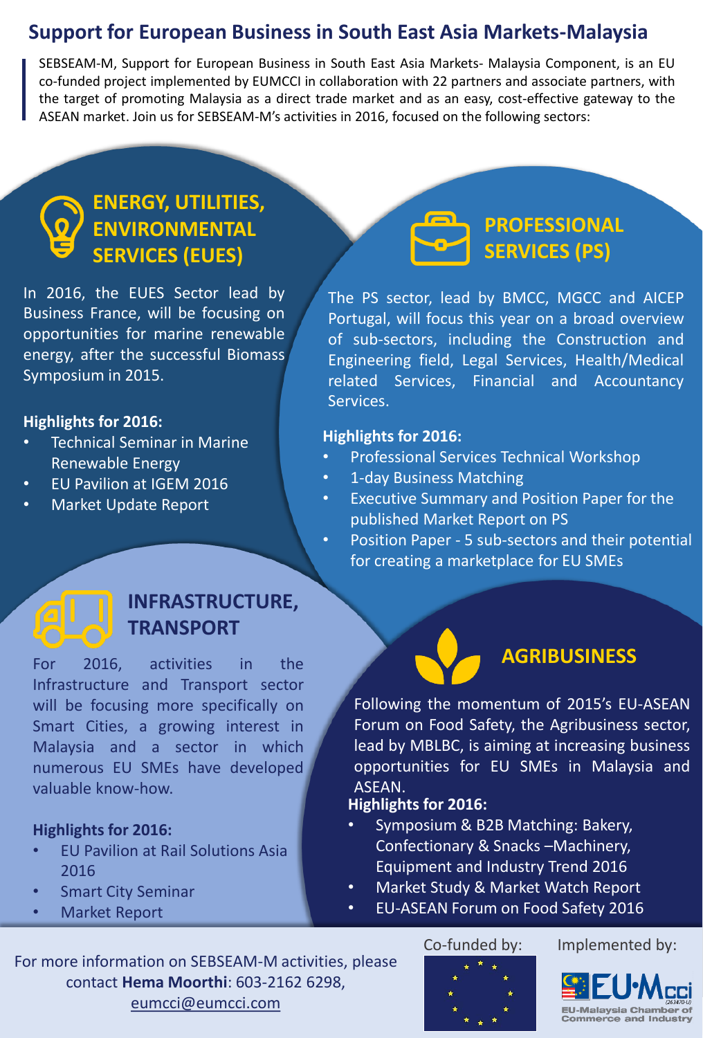# Support for European Business in South East Asia Markets-Malaysia

SEBSEAM-M, Support for European Business in South East Asia Markets- Malaysia Component, is an EU co-funded project implemented by EUMCCI in collaboration with 22 partners and associate partners, with the target of promoting Malaysia as a direct trade market and as an easy, cost-effective gateway to the ASEAN market. Join us for SEBSEAM-M's activities in 2016, focused on the following sectors:

## ENERGY, UTILITIES, ENVIRONMENTAL SERVICES (EUES)

In 2016, the EUES Sector lead by Business France, will be focusing on opportunities for marine renewable energy, after the successful Biomass Symposium in 2015.

**Highlights for 2016:**

- Technical Seminar in Marine Renewable Energy
- EU Pavilion at IGEM 2016
- Market Update Report

## PROFESSIONAL SERVICES (PS)

The PS sector, lead by BMCC, MGCC and AICEP Portugal, will focus this year on a broad overview of sub-sectors, including the Construction and Engineering field, Legal Services, Health/Medical related Services, Financial and Accountancy Services.

**Highlights for 2016:**

- Professional Services Technical Workshop
- 1-day Business Matching
- Executive Summary and Position Paper for the published Market Report on PS
- Position Paper - 5 sub-sectors and their potential for creating a marketplace for EU SMEs

## INFRASTRUCTURE, TRANSPORT

For 2016, activities in the Infrastructure and Transport sector will be focusing more specifically on Smart Cities, a growing interest in Malaysia and a sector in which numerous EU SMEs have developed valuable know-how.

**Highlights for 2016:**

- EU Pavilion at Rail Solutions Asia 2016
- Smart City Seminar
- Market Report

## AGRIBUSINESS

Following the momentum of 2015's EU-ASEAN Forum on Food Safety, the Agribusiness sector, lead by MBLBC, is aiming at increasing business opportunities for EU SMEs in Malaysia and ASEAN.

**Highlights for 2016:**

- Symposium & B2B Matching: Bakery, Confectionary & Snacks –Machinery, Equipment and Industry Trend 2016
- Market Study & Market Watch Report
- EU-ASEAN Forum on Food Safety 2016

For more information on SEBSEAM-M activities, please contact **Hema Moorthi**: 603-2162 6298, eumcci@eumcci.com

Co-funded by:

Implemented by:

EU-Malaysia Chamber of Commerce and Industry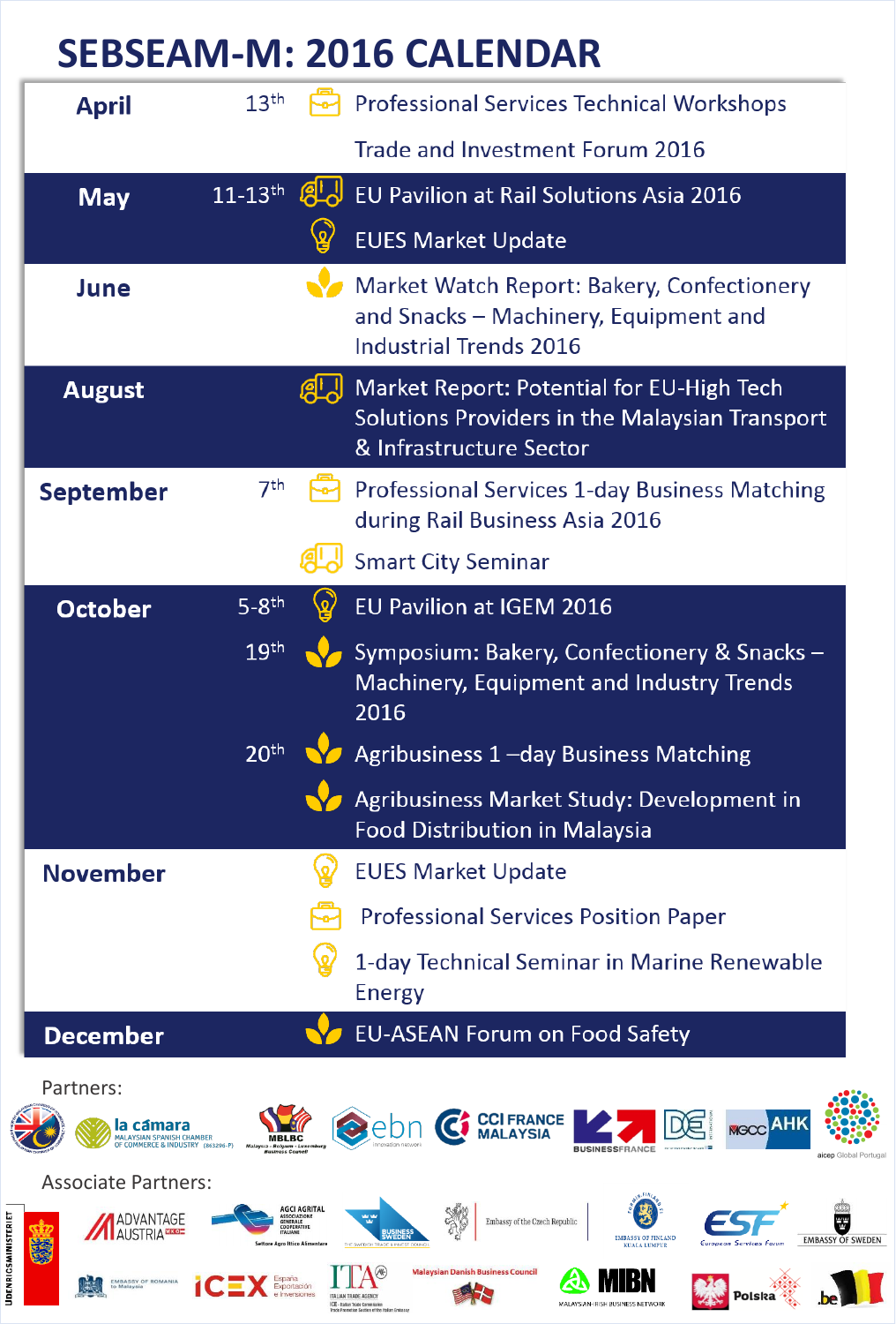# SEBSEAM-M: 2016 CALENDAR

| | | |
|---|---|---|
| **April** | 13th | Professional Services Technical Workshops |
| | | Trade and Investment Forum 2016 |
| **May** | 11-13th | EU Pavilion at Rail Solutions Asia 2016 |
| | | EUES Market Update |
| **June** | | Market Watch Report: Bakery, Confectionery and Snacks – Machinery, Equipment and Industrial Trends 2016 |
| **August** | | Market Report: Potential for EU-High Tech Solutions Providers in the Malaysian Transport & Infrastructure Sector |
| **September** | 7th | Professional Services 1-day Business Matching during Rail Business Asia 2016 |
| | | Smart City Seminar |
| **October** | 5-8th | EU Pavilion at IGEM 2016 |
| | 19th | Symposium: Bakery, Confectionery & Snacks – Machinery, Equipment and Industry Trends 2016 |
| | 20th | Agribusiness 1 –day Business Matching |
| | | Agribusiness Market Study: Development in Food Distribution in Malaysia |
| **November** | | EUES Market Update |
| | | Professional Services Position Paper |
| | | 1-day Technical Seminar in Marine Renewable Energy |
| **December** | | EU-ASEAN Forum on Food Safety |

Partners:

la cámara MALAYSIAN SPANISH CHAMBER OF COMMERCE & INDUSTRY, MBLBC Malaysia – Belgium – Luxembourg Business Council, ebn Innovation network, CCI FRANCE MALAYSIA, BUSINESSFRANCE, DE, MGCC AHK, aicep Global Portugal

Associate Partners:

UDENRIGSMINISTERIET, ADVANTAGE AUSTRIA, AGCI AGRITAL, BUSINESS SWEDEN, Embassy of the Czech Republic, EMBASSY OF FINLAND KUALA LUMPUR, ESF European Services Forum, EMBASSY OF SWEDEN, EMBASSY OF ROMANIA to Malaysia, ICEX España Exportación e Inversiones, ITA ICE, Malaysian Danish Business Council, MIBN MALAYSIAN-IRISH BUSINESS NETWORK, Polska, .be